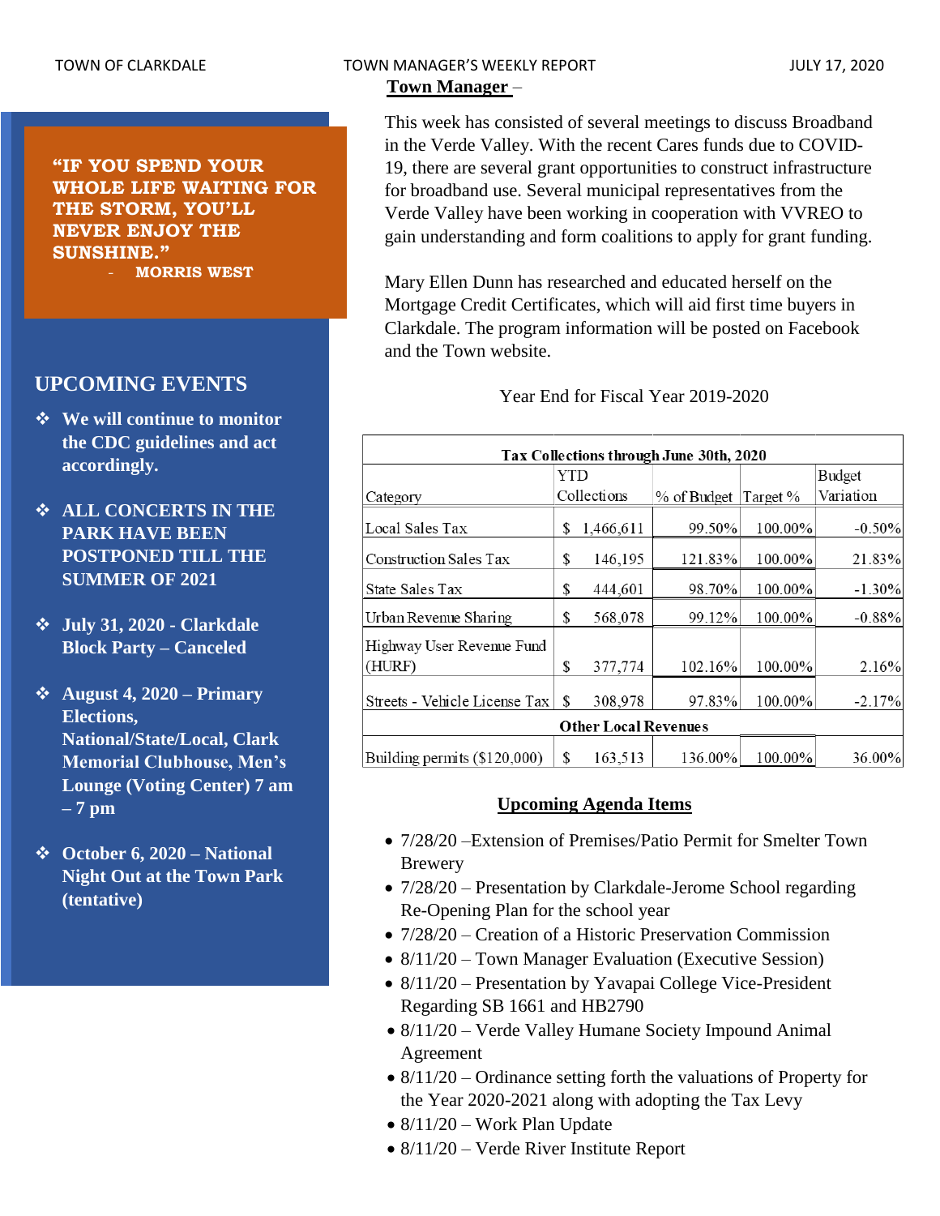## Town Manager –

This week has consisted of several meetings to discuss Broadband in the Verde Valley. With the recent Cares funds due to COVID-19, there are several grant opportunities to construct infrastructure for broadband use. Several municipal representatives from the Verde Valley have been working in cooperation with VVREO to gain understanding and form coalitions to apply for grant funding.

Mary Ellen Dunn has researched and educated herself on the Mortgage Credit Certificates, which will aid first time buyers in Clarkdale. The program information will be posted on Facebook and the Town website.

Year End for Fiscal Year 2019-2020

| Tax Collections through June 30th, 2020 | | | | |
|---|---|---|---|---|
| Category | YTD Collections | % of Budget | Target % | Budget Variation |
| Local Sales Tax | $ 1,466,611 | 99.50% | 100.00% | -0.50% |
| Construction Sales Tax | $ 146,195 | 121.83% | 100.00% | 21.83% |
| State Sales Tax | $ 444,601 | 98.70% | 100.00% | -1.30% |
| Urban Revenue Sharing | $ 568,078 | 99.12% | 100.00% | -0.88% |
| Highway User Revenue Fund (HURF) | $ 377,774 | 102.16% | 100.00% | 2.16% |
| Streets - Vehicle License Tax | $ 308,978 | 97.83% | 100.00% | -2.17% |
| **Other Local Revenues** | | | | |
| Building permits ($120,000) | $ 163,513 | 136.00% | 100.00% | 36.00% |

### Upcoming Agenda Items

- 7/28/20 –Extension of Premises/Patio Permit for Smelter Town Brewery
- 7/28/20 – Presentation by Clarkdale-Jerome School regarding Re-Opening Plan for the school year
- 7/28/20 – Creation of a Historic Preservation Commission
- 8/11/20 – Town Manager Evaluation (Executive Session)
- 8/11/20 – Presentation by Yavapai College Vice-President Regarding SB 1661 and HB2790
- 8/11/20 – Verde Valley Humane Society Impound Animal Agreement
- 8/11/20 – Ordinance setting forth the valuations of Property for the Year 2020-2021 along with adopting the Tax Levy
- 8/11/20 – Work Plan Update
- 8/11/20 – Verde River Institute Report

**"IF YOU SPEND YOUR WHOLE LIFE WAITING FOR THE STORM, YOU'LL NEVER ENJOY THE SUNSHINE."**
**- MORRIS WEST**

## UPCOMING EVENTS

- **We will continue to monitor the CDC guidelines and act accordingly.**
- **ALL CONCERTS IN THE PARK HAVE BEEN POSTPONED TILL THE SUMMER OF 2021**
- **July 31, 2020 - Clarkdale Block Party – Canceled**
- **August 4, 2020 – Primary Elections, National/State/Local, Clark Memorial Clubhouse, Men's Lounge (Voting Center) 7 am – 7 pm**
- **October 6, 2020 – National Night Out at the Town Park (tentative)**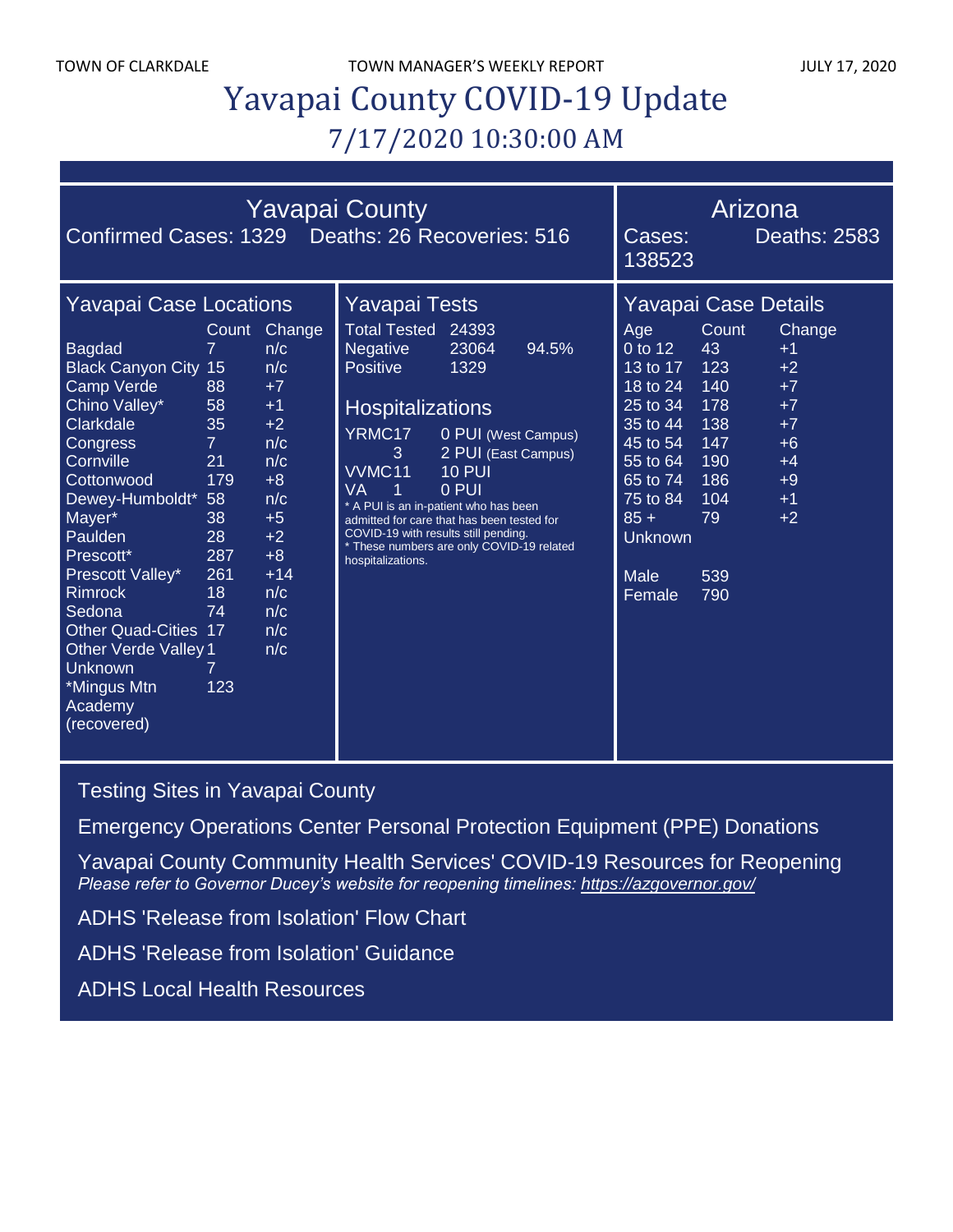# Yavapai County COVID-19 Update

## 7/17/2020 10:30:00 AM

## Yavapai County

Confirmed Cases: 1329 Deaths: 26 Recoveries: 516

## Arizona

Cases: 138523 Deaths: 2583

### Yavapai Case Locations

| | Count | Change |
|---|---|---|
| Bagdad | 7 | n/c |
| Black Canyon City | 15 | n/c |
| Camp Verde | 88 | +7 |
| Chino Valley* | 58 | +1 |
| Clarkdale | 35 | +2 |
| Congress | 7 | n/c |
| Cornville | 21 | n/c |
| Cottonwood | 179 | +8 |
| Dewey-Humboldt* | 58 | n/c |
| Mayer* | 38 | +5 |
| Paulden | 28 | +2 |
| Prescott* | 287 | +8 |
| Prescott Valley* | 261 | +14 |
| Rimrock | 18 | n/c |
| Sedona | 74 | n/c |
| Other Quad-Cities | 17 | n/c |
| Other Verde Valley | 1 | n/c |
| Unknown | 7 | |
| *Mingus Mtn Academy (recovered) | 123 | |

### Yavapai Tests

| | | |
|---|---|---|
| Total Tested | 24393 | |
| Negative | 23064 | 94.5% |
| Positive | 1329 | |

### Hospitalizations

| | | |
|---|---|---|
| YRMC | 17 | 0 PUI (West Campus) |
| | 3 | 2 PUI (East Campus) |
| VVMC | 11 | 10 PUI |
| VA | 1 | 0 PUI |

* A PUI is an in-patient who has been admitted for care that has been tested for COVID-19 with results still pending.
* These numbers are only COVID-19 related hospitalizations.

### Yavapai Case Details

| Age | Count | Change |
|---|---|---|
| 0 to 12 | 43 | +1 |
| 13 to 17 | 123 | +2 |
| 18 to 24 | 140 | +7 |
| 25 to 34 | 178 | +7 |
| 35 to 44 | 138 | +7 |
| 45 to 54 | 147 | +6 |
| 55 to 64 | 190 | +4 |
| 65 to 74 | 186 | +9 |
| 75 to 84 | 104 | +1 |
| 85 + | 79 | +2 |
| Unknown | | |

| | Count |
|---|---|
| Male | 539 |
| Female | 790 |

Testing Sites in Yavapai County

Emergency Operations Center Personal Protection Equipment (PPE) Donations

Yavapai County Community Health Services' COVID-19 Resources for Reopening
*Please refer to Governor Ducey's website for reopening timelines: https://azgovernor.gov/*

ADHS 'Release from Isolation' Flow Chart

ADHS 'Release from Isolation' Guidance

ADHS Local Health Resources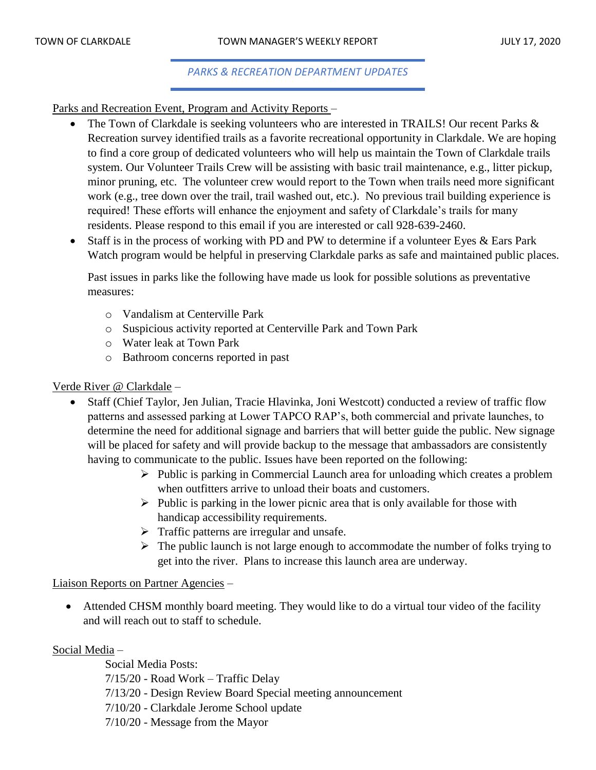## *PARKS & RECREATION DEPARTMENT UPDATES*

Parks and Recreation Event, Program and Activity Reports –

- The Town of Clarkdale is seeking volunteers who are interested in TRAILS! Our recent Parks & Recreation survey identified trails as a favorite recreational opportunity in Clarkdale. We are hoping to find a core group of dedicated volunteers who will help us maintain the Town of Clarkdale trails system. Our Volunteer Trails Crew will be assisting with basic trail maintenance, e.g., litter pickup, minor pruning, etc. The volunteer crew would report to the Town when trails need more significant work (e.g., tree down over the trail, trail washed out, etc.). No previous trail building experience is required! These efforts will enhance the enjoyment and safety of Clarkdale's trails for many residents. Please respond to this email if you are interested or call 928-639-2460.
- Staff is in the process of working with PD and PW to determine if a volunteer Eyes & Ears Park Watch program would be helpful in preserving Clarkdale parks as safe and maintained public places.

  Past issues in parks like the following have made us look for possible solutions as preventative measures:

  - Vandalism at Centerville Park
  - Suspicious activity reported at Centerville Park and Town Park
  - Water leak at Town Park
  - Bathroom concerns reported in past

Verde River @ Clarkdale –

- Staff (Chief Taylor, Jen Julian, Tracie Hlavinka, Joni Westcott) conducted a review of traffic flow patterns and assessed parking at Lower TAPCO RAP's, both commercial and private launches, to determine the need for additional signage and barriers that will better guide the public. New signage will be placed for safety and will provide backup to the message that ambassadors are consistently having to communicate to the public. Issues have been reported on the following:
  - Public is parking in Commercial Launch area for unloading which creates a problem when outfitters arrive to unload their boats and customers.
  - Public is parking in the lower picnic area that is only available for those with handicap accessibility requirements.
  - Traffic patterns are irregular and unsafe.
  - The public launch is not large enough to accommodate the number of folks trying to get into the river. Plans to increase this launch area are underway.

Liaison Reports on Partner Agencies –

- Attended CHSM monthly board meeting. They would like to do a virtual tour video of the facility and will reach out to staff to schedule.

Social Media –

Social Media Posts:
7/15/20 - Road Work – Traffic Delay
7/13/20 - Design Review Board Special meeting announcement
7/10/20 - Clarkdale Jerome School update
7/10/20 - Message from the Mayor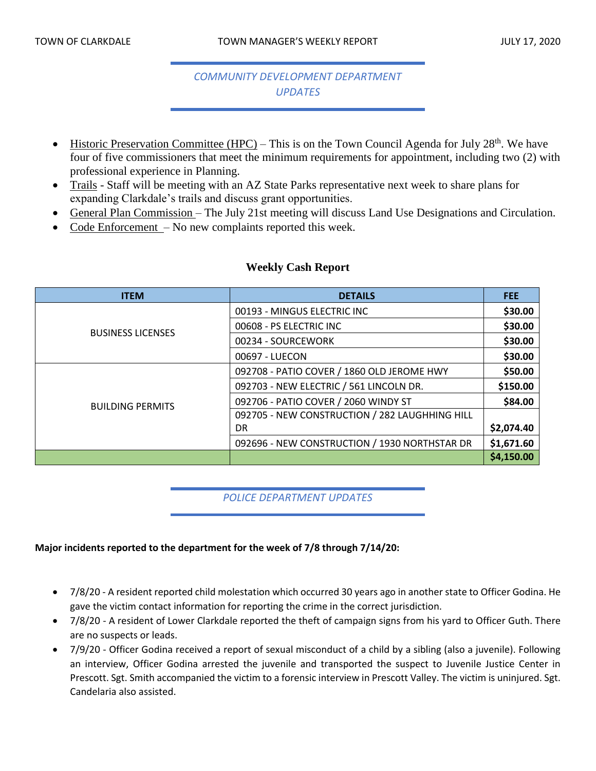## COMMUNITY DEVELOPMENT DEPARTMENT UPDATES

- Historic Preservation Committee (HPC) – This is on the Town Council Agenda for July 28th. We have four of five commissioners that meet the minimum requirements for appointment, including two (2) with professional experience in Planning.
- Trails - Staff will be meeting with an AZ State Parks representative next week to share plans for expanding Clarkdale's trails and discuss grant opportunities.
- General Plan Commission – The July 21st meeting will discuss Land Use Designations and Circulation.
- Code Enforcement – No new complaints reported this week.

### Weekly Cash Report

| ITEM | DETAILS | FEE |
|---|---|---|
| BUSINESS LICENSES | 00193 - MINGUS ELECTRIC INC | $30.00 |
| | 00608 - PS ELECTRIC INC | $30.00 |
| | 00234 - SOURCEWORK | $30.00 |
| | 00697 - LUECON | $30.00 |
| BUILDING PERMITS | 092708 - PATIO COVER / 1860 OLD JEROME HWY | $50.00 |
| | 092703 - NEW ELECTRIC / 561 LINCOLN DR. | $150.00 |
| | 092706 - PATIO COVER / 2060 WINDY ST | $84.00 |
| | 092705 - NEW CONSTRUCTION / 282 LAUGHHING HILL DR | $2,074.40 |
| | 092696 - NEW CONSTRUCTION / 1930 NORTHSTAR DR | $1,671.60 |
| | | **$4,150.00** |

## POLICE DEPARTMENT UPDATES

**Major incidents reported to the department for the week of 7/8 through 7/14/20:**

- 7/8/20 - A resident reported child molestation which occurred 30 years ago in another state to Officer Godina. He gave the victim contact information for reporting the crime in the correct jurisdiction.
- 7/8/20 - A resident of Lower Clarkdale reported the theft of campaign signs from his yard to Officer Guth. There are no suspects or leads.
- 7/9/20 - Officer Godina received a report of sexual misconduct of a child by a sibling (also a juvenile). Following an interview, Officer Godina arrested the juvenile and transported the suspect to Juvenile Justice Center in Prescott. Sgt. Smith accompanied the victim to a forensic interview in Prescott Valley. The victim is uninjured. Sgt. Candelaria also assisted.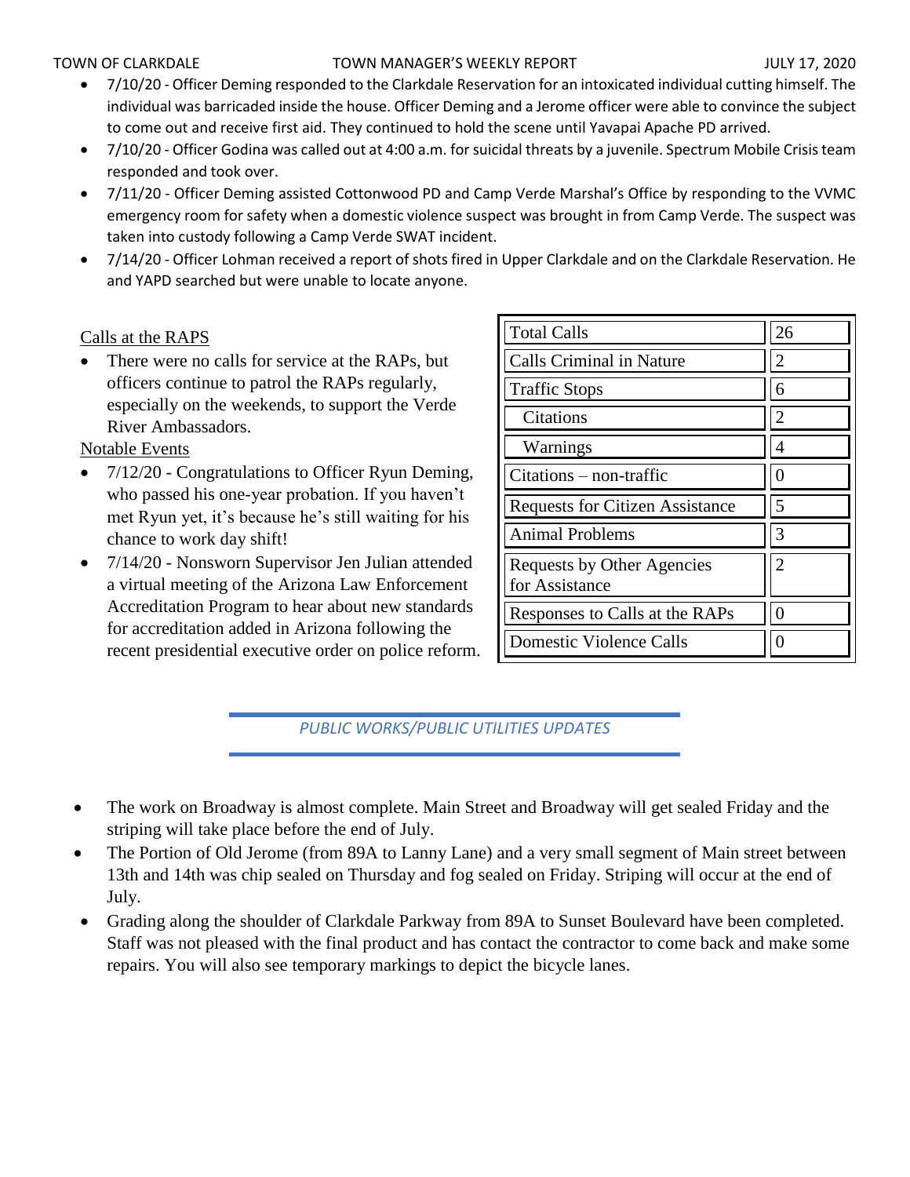- 7/10/20 - Officer Deming responded to the Clarkdale Reservation for an intoxicated individual cutting himself. The individual was barricaded inside the house. Officer Deming and a Jerome officer were able to convince the subject to come out and receive first aid. They continued to hold the scene until Yavapai Apache PD arrived.
- 7/10/20 - Officer Godina was called out at 4:00 a.m. for suicidal threats by a juvenile. Spectrum Mobile Crisis team responded and took over.
- 7/11/20 - Officer Deming assisted Cottonwood PD and Camp Verde Marshal's Office by responding to the VVMC emergency room for safety when a domestic violence suspect was brought in from Camp Verde. The suspect was taken into custody following a Camp Verde SWAT incident.
- 7/14/20 - Officer Lohman received a report of shots fired in Upper Clarkdale and on the Clarkdale Reservation. He and YAPD searched but were unable to locate anyone.

Calls at the RAPS

- There were no calls for service at the RAPs, but officers continue to patrol the RAPs regularly, especially on the weekends, to support the Verde River Ambassadors.

Notable Events

- 7/12/20 - Congratulations to Officer Ryun Deming, who passed his one-year probation. If you haven't met Ryun yet, it's because he's still waiting for his chance to work day shift!
- 7/14/20 - Nonsworn Supervisor Jen Julian attended a virtual meeting of the Arizona Law Enforcement Accreditation Program to hear about new standards for accreditation added in Arizona following the recent presidential executive order on police reform.

| Total Calls | 26 |
|---|---|
| Calls Criminal in Nature | 2 |
| Traffic Stops | 6 |
| Citations | 2 |
| Warnings | 4 |
| Citations – non-traffic | 0 |
| Requests for Citizen Assistance | 5 |
| Animal Problems | 3 |
| Requests by Other Agencies for Assistance | 2 |
| Responses to Calls at the RAPs | 0 |
| Domestic Violence Calls | 0 |

## *PUBLIC WORKS/PUBLIC UTILITIES UPDATES*

- The work on Broadway is almost complete. Main Street and Broadway will get sealed Friday and the striping will take place before the end of July.
- The Portion of Old Jerome (from 89A to Lanny Lane) and a very small segment of Main street between 13th and 14th was chip sealed on Thursday and fog sealed on Friday. Striping will occur at the end of July.
- Grading along the shoulder of Clarkdale Parkway from 89A to Sunset Boulevard have been completed. Staff was not pleased with the final product and has contact the contractor to come back and make some repairs. You will also see temporary markings to depict the bicycle lanes.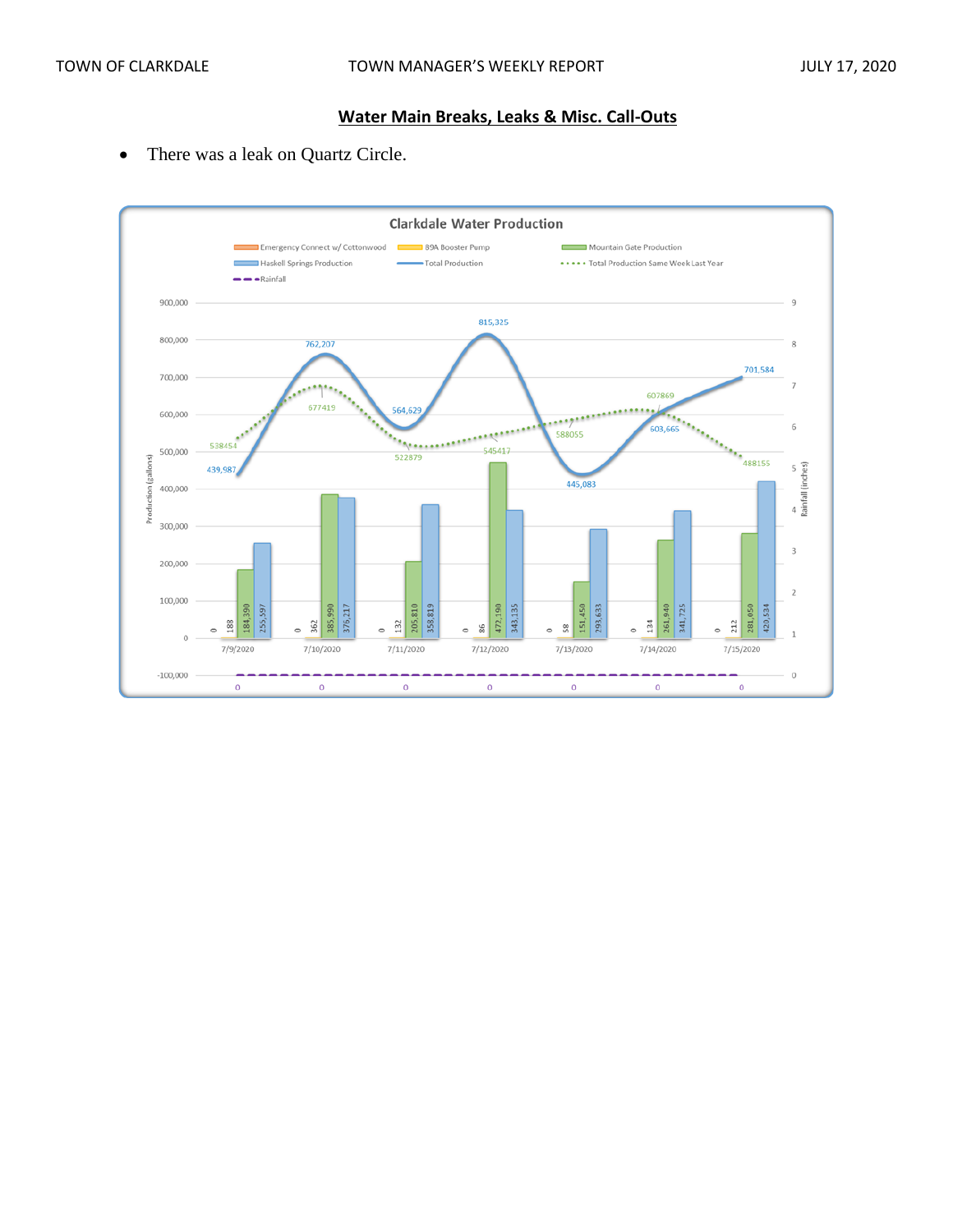## Water Main Breaks, Leaks & Misc. Call-Outs

- There was a leak on Quartz Circle.

Clarkdale Water Production

Emergency Connect w/ Cottonwood
89A Booster Pump
Mountain Gate Production
Haskell Springs Production
Total Production
Total Production Same Week Last Year
Rainfall

Production (gallons)
Rainfall (inches)

900,000
800,000
700,000
600,000
500,000
400,000
300,000
200,000
100,000
0
-100,000

9
8
7
6
5
4
3
2
1
0

439,987
762,207
564,629
815,325
445,083
603,665
701,584

538454
677419
522879
545417
588055
607869
488155

7/9/2020: 0, 188, 184,390, 255,597
7/10/2020: 0, 362, 385,990, 376,217
7/11/2020: 0, 132, 205,810, 358,819
7/12/2020: 0, 86, 472,190, 343,135
7/13/2020: 0, 58, 151,450, 293,633
7/14/2020: 0, 134, 261,940, 341,725
7/15/2020: 0, 212, 281,050, 420,534

0 0 0 0 0 0 0